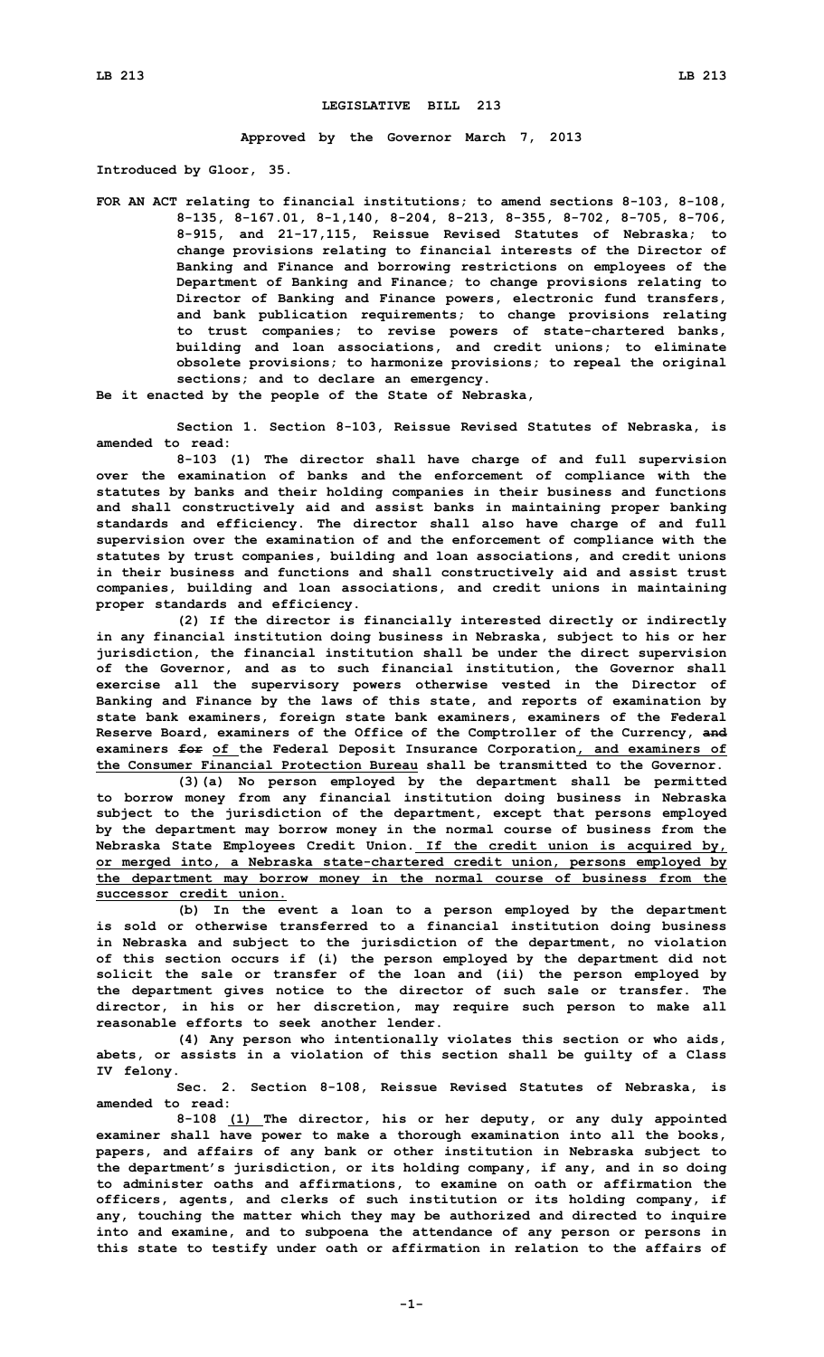# LEGISLATIVE BILL 213

**Approved by the Governor March 7, 2013**

**Introduced by Gloor, 35.**

**FOR AN ACT relating to financial institutions; to amend sections 8-103, 8-108, 8-135, 8-167.01, 8-1,140, 8-204, 8-213, 8-355, 8-702, 8-705, 8-706, 8-915, and 21-17,115, Reissue Revised Statutes of Nebraska; to change provisions relating to financial interests of the Director of Banking and Finance and borrowing restrictions on employees of the Department of Banking and Finance; to change provisions relating to Director of Banking and Finance powers, electronic fund transfers, and bank publication requirements; to change provisions relating to trust companies; to revise powers of state-chartered banks, building and loan associations, and credit unions; to eliminate obsolete provisions; to harmonize provisions; to repeal the original sections; and to declare an emergency.**

**Be it enacted by the people of the State of Nebraska,**

**Section 1. Section 8-103, Reissue Revised Statutes of Nebraska, is amended to read:**

**8-103 (1) The director shall have charge of and full supervision over the examination of banks and the enforcement of compliance with the statutes by banks and their holding companies in their business and functions and shall constructively aid and assist banks in maintaining proper banking standards and efficiency. The director shall also have charge of and full supervision over the examination of and the enforcement of compliance with the statutes by trust companies, building and loan associations, and credit unions in their business and functions and shall constructively aid and assist trust companies, building and loan associations, and credit unions in maintaining proper standards and efficiency.**

**(2) If the director is financially interested directly or indirectly in any financial institution doing business in Nebraska, subject to his or her jurisdiction, the financial institution shall be under the direct supervision of the Governor, and as to such financial institution, the Governor shall exercise all the supervisory powers otherwise vested in the Director of Banking and Finance by the laws of this state, and reports of examination by state bank examiners, foreign state bank examiners, examiners of the Federal Reserve Board, examiners of the Office of the Comptroller of the Currency, ~~and~~ examiners ~~for~~ <u>of</u> the Federal Deposit Insurance Corporation<u>, and examiners of the Consumer Financial Protection Bureau</u> shall be transmitted to the Governor.**

**(3)(a) No person employed by the department shall be permitted to borrow money from any financial institution doing business in Nebraska subject to the jurisdiction of the department, except that persons employed by the department may borrow money in the normal course of business from the Nebraska State Employees Credit Union.<u> If the credit union is acquired by, or merged into, a Nebraska state-chartered credit union, persons employed by the department may borrow money in the normal course of business from the successor credit union.</u>**

**(b) In the event a loan to a person employed by the department is sold or otherwise transferred to a financial institution doing business in Nebraska and subject to the jurisdiction of the department, no violation of this section occurs if (i) the person employed by the department did not solicit the sale or transfer of the loan and (ii) the person employed by the department gives notice to the director of such sale or transfer. The director, in his or her discretion, may require such person to make all reasonable efforts to seek another lender.**

**(4) Any person who intentionally violates this section or who aids, abets, or assists in a violation of this section shall be guilty of a Class IV felony.**

**Sec. 2. Section 8-108, Reissue Revised Statutes of Nebraska, is amended to read:**

**8-108 <u>(1)</u> The director, his or her deputy, or any duly appointed examiner shall have power to make a thorough examination into all the books, papers, and affairs of any bank or other institution in Nebraska subject to the department's jurisdiction, or its holding company, if any, and in so doing to administer oaths and affirmations, to examine on oath or affirmation the officers, agents, and clerks of such institution or its holding company, if any, touching the matter which they may be authorized and directed to inquire into and examine, and to subpoena the attendance of any person or persons in this state to testify under oath or affirmation in relation to the affairs of**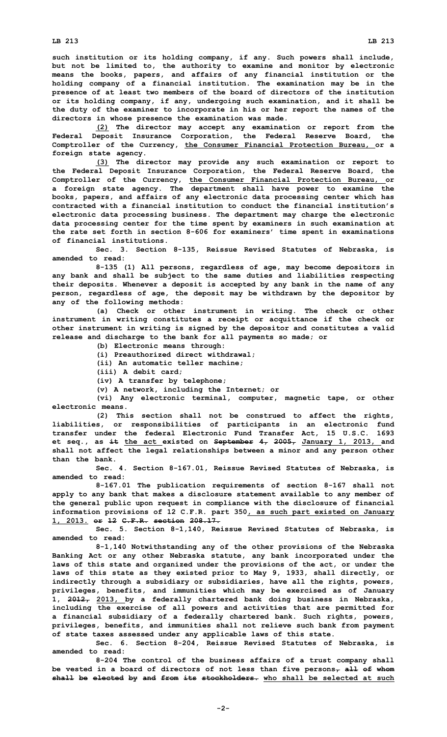such institution or its holding company, if any. Such powers shall include, but not be limited to, the authority to examine and monitor by electronic means the books, papers, and affairs of any financial institution or the holding company of a financial institution. The examination may be in the presence of at least two members of the board of directors of the institution or its holding company, if any, undergoing such examination, and it shall be the duty of the examiner to incorporate in his or her report the names of the directors in whose presence the examination was made.

(2) The director may accept any examination or report from the Federal Deposit Insurance Corporation, the Federal Reserve Board, the Comptroller of the Currency, the Consumer Financial Protection Bureau, or a foreign state agency.

(3) The director may provide any such examination or report to the Federal Deposit Insurance Corporation, the Federal Reserve Board, the Comptroller of the Currency, the Consumer Financial Protection Bureau, or a foreign state agency. The department shall have power to examine the books, papers, and affairs of any electronic data processing center which has contracted with a financial institution to conduct the financial institution's electronic data processing business. The department may charge the electronic data processing center for the time spent by examiners in such examination at the rate set forth in section 8-606 for examiners' time spent in examinations of financial institutions.

Sec. 3. Section 8-135, Reissue Revised Statutes of Nebraska, is amended to read:

8-135 (1) All persons, regardless of age, may become depositors in any bank and shall be subject to the same duties and liabilities respecting their deposits. Whenever a deposit is accepted by any bank in the name of any person, regardless of age, the deposit may be withdrawn by the depositor by any of the following methods:

(a) Check or other instrument in writing. The check or other instrument in writing constitutes a receipt or acquittance if the check or other instrument in writing is signed by the depositor and constitutes a valid release and discharge to the bank for all payments so made; or

(b) Electronic means through:

(i) Preauthorized direct withdrawal;

(ii) An automatic teller machine;

(iii) A debit card;

(iv) A transfer by telephone;

(v) A network, including the Internet; or

(vi) Any electronic terminal, computer, magnetic tape, or other electronic means.

(2) This section shall not be construed to affect the rights, liabilities, or responsibilities of participants in an electronic fund transfer under the federal Electronic Fund Transfer Act, 15 U.S.C. 1693 et seq., as ~~it~~ the act existed on ~~September 4, 2005,~~ January 1, 2013, and shall not affect the legal relationships between a minor and any person other than the bank.

Sec. 4. Section 8-167.01, Reissue Revised Statutes of Nebraska, is amended to read:

8-167.01 The publication requirements of section 8-167 shall not apply to any bank that makes a disclosure statement available to any member of the general public upon request in compliance with the disclosure of financial information provisions of 12 C.F.R. part 350, as such part existed on January 1, 2013. ~~or 12 C.F.R. section 208.17.~~

Sec. 5. Section 8-1,140, Reissue Revised Statutes of Nebraska, is amended to read:

8-1,140 Notwithstanding any of the other provisions of the Nebraska Banking Act or any other Nebraska statute, any bank incorporated under the laws of this state and organized under the provisions of the act, or under the laws of this state as they existed prior to May 9, 1933, shall directly, or indirectly through a subsidiary or subsidiaries, have all the rights, powers, privileges, benefits, and immunities which may be exercised as of January 1, ~~2012,~~ 2013, by a federally chartered bank doing business in Nebraska, including the exercise of all powers and activities that are permitted for a financial subsidiary of a federally chartered bank. Such rights, powers, privileges, benefits, and immunities shall not relieve such bank from payment of state taxes assessed under any applicable laws of this state.

Sec. 6. Section 8-204, Reissue Revised Statutes of Nebraska, is amended to read:

8-204 The control of the business affairs of a trust company shall be vested in a board of directors of not less than five persons~~, all of whom shall be elected by and from its stockholders.~~ who shall be selected at such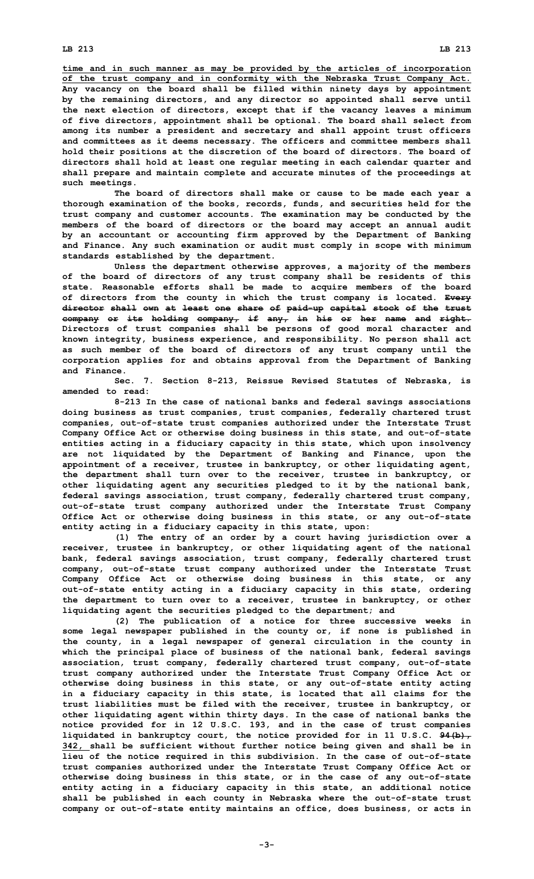time and in such manner as may be provided by the articles of incorporation of the trust company and in conformity with the Nebraska Trust Company Act. Any vacancy on the board shall be filled within ninety days by appointment by the remaining directors, and any director so appointed shall serve until the next election of directors, except that if the vacancy leaves a minimum of five directors, appointment shall be optional. The board shall select from among its number a president and secretary and shall appoint trust officers and committees as it deems necessary. The officers and committee members shall hold their positions at the discretion of the board of directors. The board of directors shall hold at least one regular meeting in each calendar quarter and shall prepare and maintain complete and accurate minutes of the proceedings at such meetings.

The board of directors shall make or cause to be made each year a thorough examination of the books, records, funds, and securities held for the trust company and customer accounts. The examination may be conducted by the members of the board of directors or the board may accept an annual audit by an accountant or accounting firm approved by the Department of Banking and Finance. Any such examination or audit must comply in scope with minimum standards established by the department.

Unless the department otherwise approves, a majority of the members of the board of directors of any trust company shall be residents of this state. Reasonable efforts shall be made to acquire members of the board of directors from the county in which the trust company is located. ~~Every director shall own at least one share of paid-up capital stock of the trust company or its holding company, if any, in his or her name and right.~~ Directors of trust companies shall be persons of good moral character and known integrity, business experience, and responsibility. No person shall act as such member of the board of directors of any trust company until the corporation applies for and obtains approval from the Department of Banking and Finance.

Sec. 7. Section 8-213, Reissue Revised Statutes of Nebraska, is amended to read:

8-213 In the case of national banks and federal savings associations doing business as trust companies, trust companies, federally chartered trust companies, out-of-state trust companies authorized under the Interstate Trust Company Office Act or otherwise doing business in this state, and out-of-state entities acting in a fiduciary capacity in this state, which upon insolvency are not liquidated by the Department of Banking and Finance, upon the appointment of a receiver, trustee in bankruptcy, or other liquidating agent, the department shall turn over to the receiver, trustee in bankruptcy, or other liquidating agent any securities pledged to it by the national bank, federal savings association, trust company, federally chartered trust company, out-of-state trust company authorized under the Interstate Trust Company Office Act or otherwise doing business in this state, or any out-of-state entity acting in a fiduciary capacity in this state, upon:

(1) The entry of an order by a court having jurisdiction over a receiver, trustee in bankruptcy, or other liquidating agent of the national bank, federal savings association, trust company, federally chartered trust company, out-of-state trust company authorized under the Interstate Trust Company Office Act or otherwise doing business in this state, or any out-of-state entity acting in a fiduciary capacity in this state, ordering the department to turn over to a receiver, trustee in bankruptcy, or other liquidating agent the securities pledged to the department; and

(2) The publication of a notice for three successive weeks in some legal newspaper published in the county or, if none is published in the county, in a legal newspaper of general circulation in the county in which the principal place of business of the national bank, federal savings association, trust company, federally chartered trust company, out-of-state trust company authorized under the Interstate Trust Company Office Act or otherwise doing business in this state, or any out-of-state entity acting in a fiduciary capacity in this state, is located that all claims for the trust liabilities must be filed with the receiver, trustee in bankruptcy, or other liquidating agent within thirty days. In the case of national banks the notice provided for in 12 U.S.C. 193, and in the case of trust companies liquidated in bankruptcy court, the notice provided for in 11 U.S.C. ~~94(b),~~ 342, shall be sufficient without further notice being given and shall be in lieu of the notice required in this subdivision. In the case of out-of-state trust companies authorized under the Interstate Trust Company Office Act or otherwise doing business in this state, or in the case of any out-of-state entity acting in a fiduciary capacity in this state, an additional notice shall be published in each county in Nebraska where the out-of-state trust company or out-of-state entity maintains an office, does business, or acts in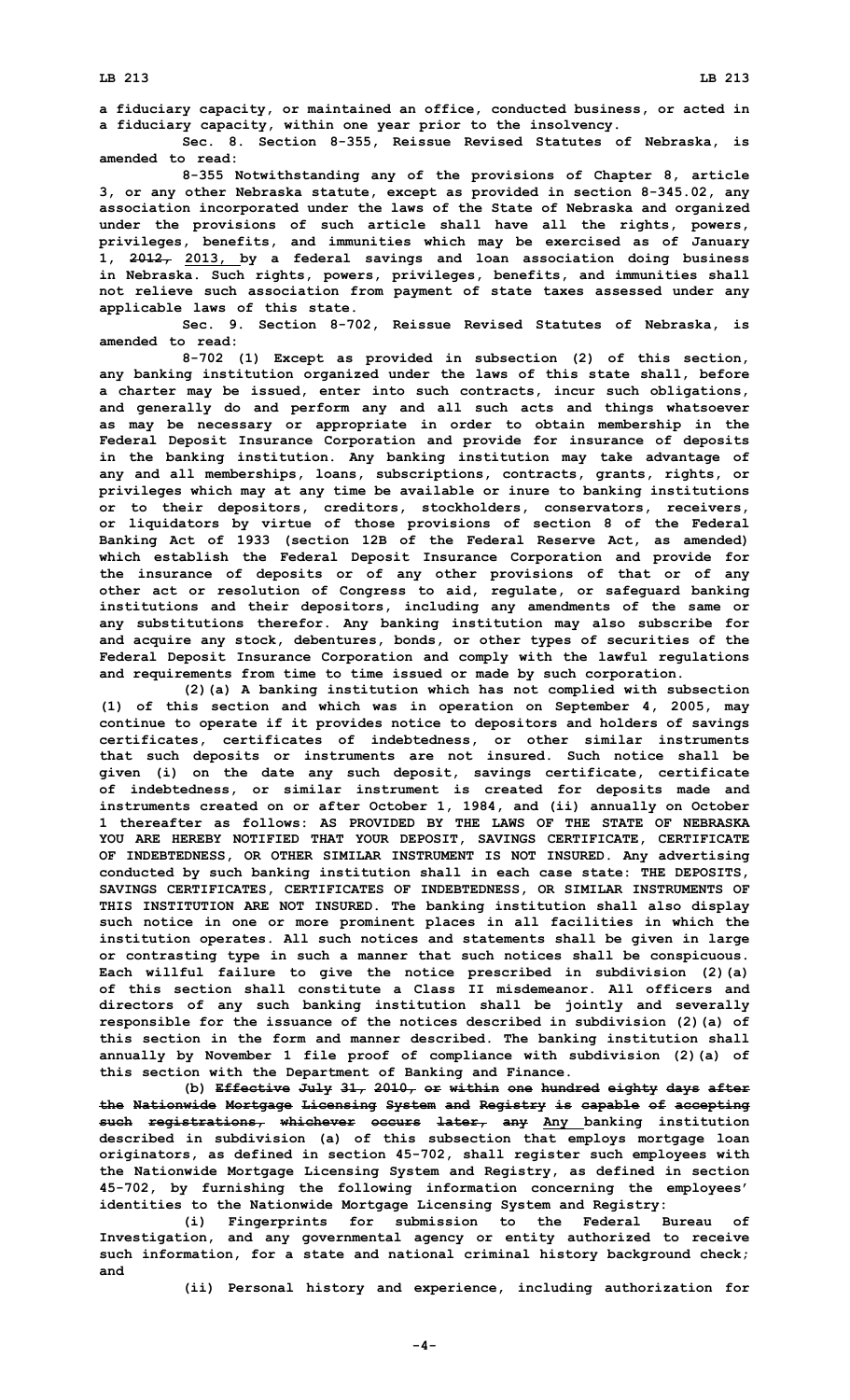**a fiduciary capacity, or maintained an office, conducted business, or acted in a fiduciary capacity, within one year prior to the insolvency.**

**Sec. 8. Section 8-355, Reissue Revised Statutes of Nebraska, is amended to read:**

**8-355 Notwithstanding any of the provisions of Chapter 8, article 3, or any other Nebraska statute, except as provided in section 8-345.02, any association incorporated under the laws of the State of Nebraska and organized under the provisions of such article shall have all the rights, powers, privileges, benefits, and immunities which may be exercised as of January 1, ~~2012,~~ 2013, by a federal savings and loan association doing business in Nebraska. Such rights, powers, privileges, benefits, and immunities shall not relieve such association from payment of state taxes assessed under any applicable laws of this state.**

**Sec. 9. Section 8-702, Reissue Revised Statutes of Nebraska, is amended to read:**

**8-702 (1) Except as provided in subsection (2) of this section, any banking institution organized under the laws of this state shall, before a charter may be issued, enter into such contracts, incur such obligations, and generally do and perform any and all such acts and things whatsoever as may be necessary or appropriate in order to obtain membership in the Federal Deposit Insurance Corporation and provide for insurance of deposits in the banking institution. Any banking institution may take advantage of any and all memberships, loans, subscriptions, contracts, grants, rights, or privileges which may at any time be available or inure to banking institutions or to their depositors, creditors, stockholders, conservators, receivers, or liquidators by virtue of those provisions of section 8 of the Federal Banking Act of 1933 (section 12B of the Federal Reserve Act, as amended) which establish the Federal Deposit Insurance Corporation and provide for the insurance of deposits or of any other provisions of that or of any other act or resolution of Congress to aid, regulate, or safeguard banking institutions and their depositors, including any amendments of the same or any substitutions therefor. Any banking institution may also subscribe for and acquire any stock, debentures, bonds, or other types of securities of the Federal Deposit Insurance Corporation and comply with the lawful regulations and requirements from time to time issued or made by such corporation.**

**(2)(a) A banking institution which has not complied with subsection (1) of this section and which was in operation on September 4, 2005, may continue to operate if it provides notice to depositors and holders of savings certificates, certificates of indebtedness, or other similar instruments that such deposits or instruments are not insured. Such notice shall be given (i) on the date any such deposit, savings certificate, certificate of indebtedness, or similar instrument is created for deposits made and instruments created on or after October 1, 1984, and (ii) annually on October 1 thereafter as follows: AS PROVIDED BY THE LAWS OF THE STATE OF NEBRASKA YOU ARE HEREBY NOTIFIED THAT YOUR DEPOSIT, SAVINGS CERTIFICATE, CERTIFICATE OF INDEBTEDNESS, OR OTHER SIMILAR INSTRUMENT IS NOT INSURED. Any advertising conducted by such banking institution shall in each case state: THE DEPOSITS, SAVINGS CERTIFICATES, CERTIFICATES OF INDEBTEDNESS, OR SIMILAR INSTRUMENTS OF THIS INSTITUTION ARE NOT INSURED. The banking institution shall also display such notice in one or more prominent places in all facilities in which the institution operates. All such notices and statements shall be given in large or contrasting type in such a manner that such notices shall be conspicuous. Each willful failure to give the notice prescribed in subdivision (2)(a) of this section shall constitute a Class II misdemeanor. All officers and directors of any such banking institution shall be jointly and severally responsible for the issuance of the notices described in subdivision (2)(a) of this section in the form and manner described. The banking institution shall annually by November 1 file proof of compliance with subdivision (2)(a) of this section with the Department of Banking and Finance.**

**(b) ~~Effective July 31, 2010, or within one hundred eighty days after the Nationwide Mortgage Licensing System and Registry is capable of accepting such registrations, whichever occurs later, any~~ Any banking institution described in subdivision (a) of this subsection that employs mortgage loan originators, as defined in section 45-702, shall register such employees with the Nationwide Mortgage Licensing System and Registry, as defined in section 45-702, by furnishing the following information concerning the employees' identities to the Nationwide Mortgage Licensing System and Registry:**

**(i) Fingerprints for submission to the Federal Bureau of Investigation, and any governmental agency or entity authorized to receive such information, for a state and national criminal history background check; and**

**(ii) Personal history and experience, including authorization for**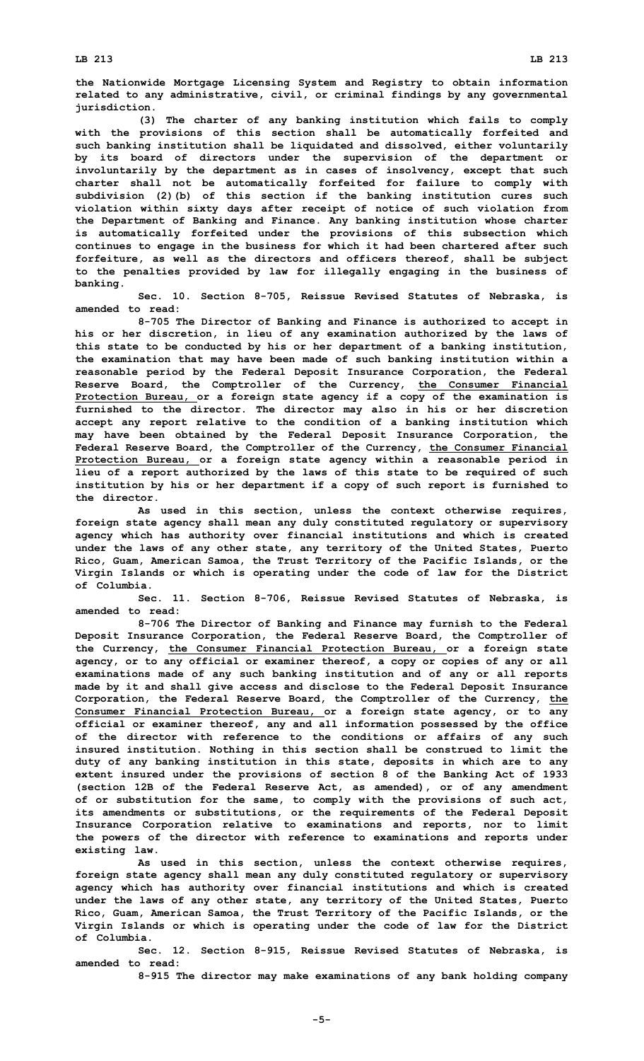the Nationwide Mortgage Licensing System and Registry to obtain information related to any administrative, civil, or criminal findings by any governmental jurisdiction.

(3) The charter of any banking institution which fails to comply with the provisions of this section shall be automatically forfeited and such banking institution shall be liquidated and dissolved, either voluntarily by its board of directors under the supervision of the department or involuntarily by the department as in cases of insolvency, except that such charter shall not be automatically forfeited for failure to comply with subdivision (2)(b) of this section if the banking institution cures such violation within sixty days after receipt of notice of such violation from the Department of Banking and Finance. Any banking institution whose charter is automatically forfeited under the provisions of this subsection which continues to engage in the business for which it had been chartered after such forfeiture, as well as the directors and officers thereof, shall be subject to the penalties provided by law for illegally engaging in the business of banking.

Sec. 10. Section 8-705, Reissue Revised Statutes of Nebraska, is amended to read:

8-705 The Director of Banking and Finance is authorized to accept in his or her discretion, in lieu of any examination authorized by the laws of this state to be conducted by his or her department of a banking institution, the examination that may have been made of such banking institution within a reasonable period by the Federal Deposit Insurance Corporation, the Federal Reserve Board, the Comptroller of the Currency, the Consumer Financial Protection Bureau, or a foreign state agency if a copy of the examination is furnished to the director. The director may also in his or her discretion accept any report relative to the condition of a banking institution which may have been obtained by the Federal Deposit Insurance Corporation, the Federal Reserve Board, the Comptroller of the Currency, the Consumer Financial Protection Bureau, or a foreign state agency within a reasonable period in lieu of a report authorized by the laws of this state to be required of such institution by his or her department if a copy of such report is furnished to the director.

As used in this section, unless the context otherwise requires, foreign state agency shall mean any duly constituted regulatory or supervisory agency which has authority over financial institutions and which is created under the laws of any other state, any territory of the United States, Puerto Rico, Guam, American Samoa, the Trust Territory of the Pacific Islands, or the Virgin Islands or which is operating under the code of law for the District of Columbia.

Sec. 11. Section 8-706, Reissue Revised Statutes of Nebraska, is amended to read:

8-706 The Director of Banking and Finance may furnish to the Federal Deposit Insurance Corporation, the Federal Reserve Board, the Comptroller of the Currency, the Consumer Financial Protection Bureau, or a foreign state agency, or to any official or examiner thereof, a copy or copies of any or all examinations made of any such banking institution and of any or all reports made by it and shall give access and disclose to the Federal Deposit Insurance Corporation, the Federal Reserve Board, the Comptroller of the Currency, the Consumer Financial Protection Bureau, or a foreign state agency, or to any official or examiner thereof, any and all information possessed by the office of the director with reference to the conditions or affairs of any such insured institution. Nothing in this section shall be construed to limit the duty of any banking institution in this state, deposits in which are to any extent insured under the provisions of section 8 of the Banking Act of 1933 (section 12B of the Federal Reserve Act, as amended), or of any amendment of or substitution for the same, to comply with the provisions of such act, its amendments or substitutions, or the requirements of the Federal Deposit Insurance Corporation relative to examinations and reports, nor to limit the powers of the director with reference to examinations and reports under existing law.

As used in this section, unless the context otherwise requires, foreign state agency shall mean any duly constituted regulatory or supervisory agency which has authority over financial institutions and which is created under the laws of any other state, any territory of the United States, Puerto Rico, Guam, American Samoa, the Trust Territory of the Pacific Islands, or the Virgin Islands or which is operating under the code of law for the District of Columbia.

Sec. 12. Section 8-915, Reissue Revised Statutes of Nebraska, is amended to read:

8-915 The director may make examinations of any bank holding company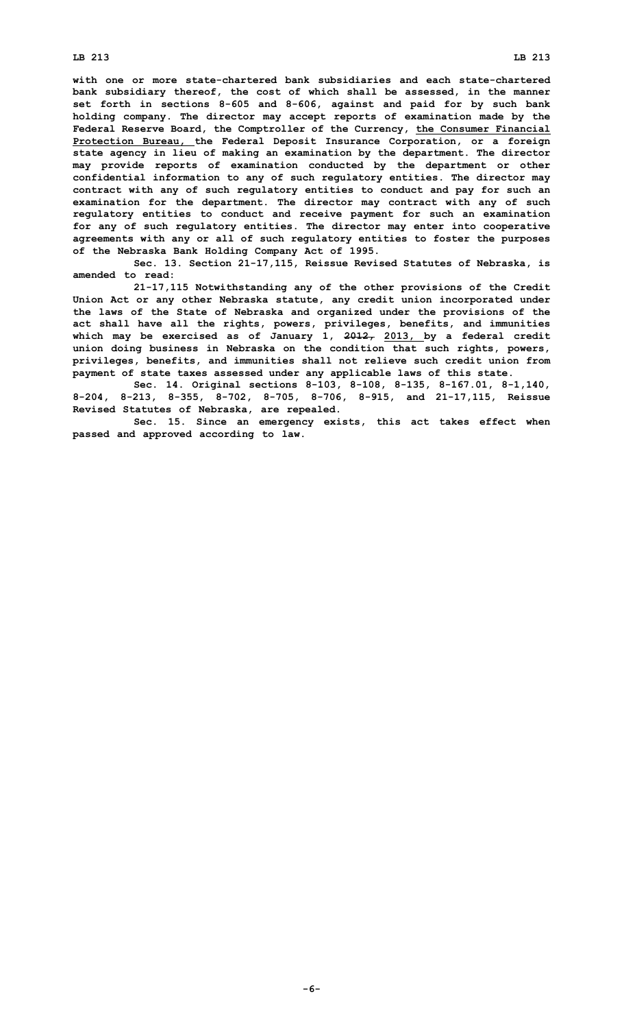with one or more state-chartered bank subsidiaries and each state-chartered bank subsidiary thereof, the cost of which shall be assessed, in the manner set forth in sections 8-605 and 8-606, against and paid for by such bank holding company. The director may accept reports of examination made by the Federal Reserve Board, the Comptroller of the Currency, the Consumer Financial Protection Bureau, the Federal Deposit Insurance Corporation, or a foreign state agency in lieu of making an examination by the department. The director may provide reports of examination conducted by the department or other confidential information to any of such regulatory entities. The director may contract with any of such regulatory entities to conduct and pay for such an examination for the department. The director may contract with any of such regulatory entities to conduct and receive payment for such an examination for any of such regulatory entities. The director may enter into cooperative agreements with any or all of such regulatory entities to foster the purposes of the Nebraska Bank Holding Company Act of 1995.

Sec. 13. Section 21-17,115, Reissue Revised Statutes of Nebraska, is amended to read:

21-17,115 Notwithstanding any of the other provisions of the Credit Union Act or any other Nebraska statute, any credit union incorporated under the laws of the State of Nebraska and organized under the provisions of the act shall have all the rights, powers, privileges, benefits, and immunities which may be exercised as of January 1, ~~2012,~~ 2013, by a federal credit union doing business in Nebraska on the condition that such rights, powers, privileges, benefits, and immunities shall not relieve such credit union from payment of state taxes assessed under any applicable laws of this state.

Sec. 14. Original sections 8-103, 8-108, 8-135, 8-167.01, 8-1,140, 8-204, 8-213, 8-355, 8-702, 8-705, 8-706, 8-915, and 21-17,115, Reissue Revised Statutes of Nebraska, are repealed.

Sec. 15. Since an emergency exists, this act takes effect when passed and approved according to law.